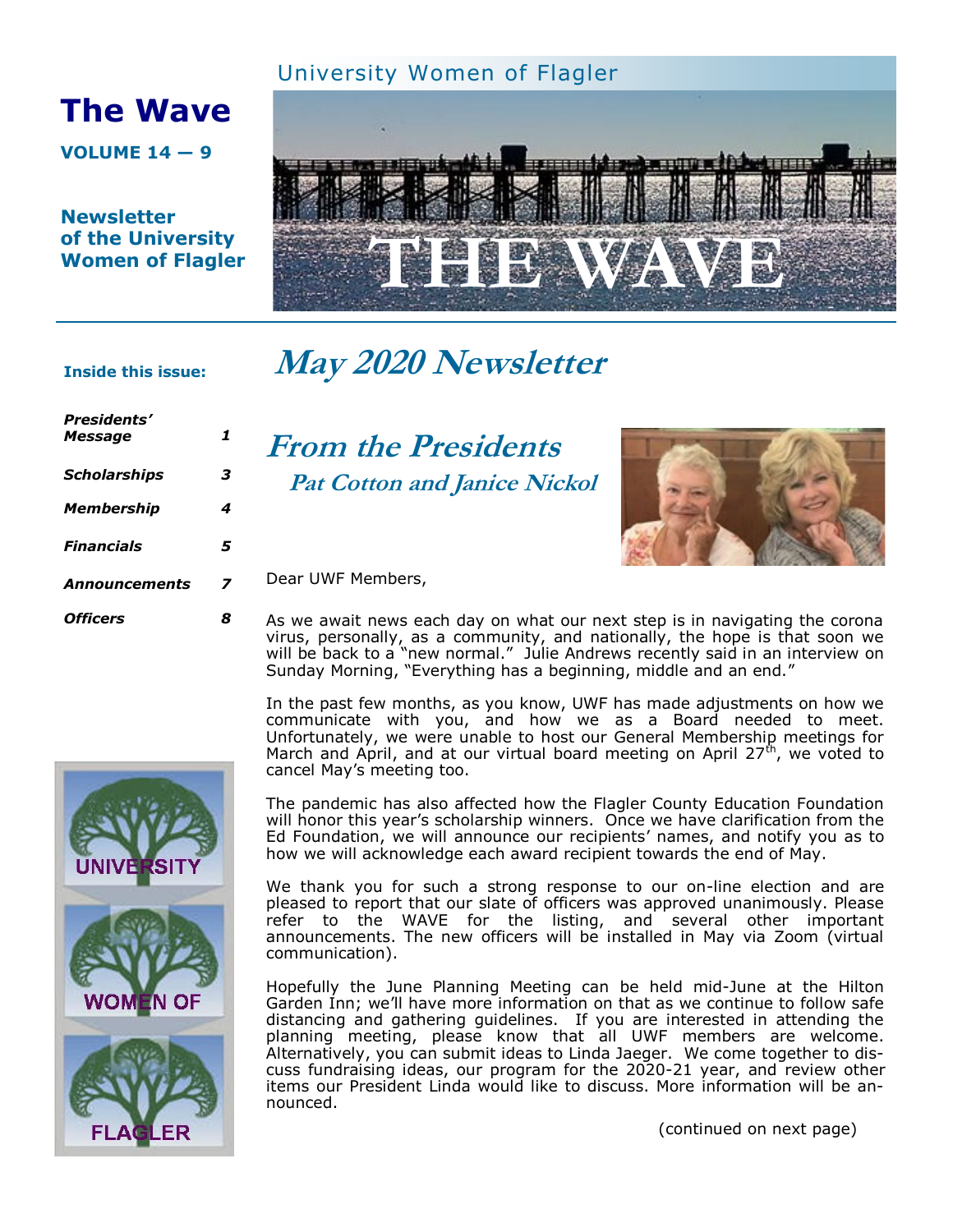# The Wave

**VOLUME 14 — 9**

**Newsletter of the University Women of Flagler**

University Women of Flagler

THE WAVE

**Inside this issue:**

| | |
|---|---|
| *Presidents' Message* | 1 |
| *Scholarships* | 3 |
| *Membership* | 4 |
| *Financials* | 5 |
| *Announcements* | 7 |
| *Officers* | 8 |

## *May 2020 Newsletter*

## *From the Presidents*

### *Pat Cotton and Janice Nickol*

Dear UWF Members,

As we await news each day on what our next step is in navigating the corona virus, personally, as a community, and nationally, the hope is that soon we will be back to a "new normal." Julie Andrews recently said in an interview on Sunday Morning, "Everything has a beginning, middle and an end."

In the past few months, as you know, UWF has made adjustments on how we communicate with you, and how we as a Board needed to meet. Unfortunately, we were unable to host our General Membership meetings for March and April, and at our virtual board meeting on April 27th, we voted to cancel May's meeting too.

The pandemic has also affected how the Flagler County Education Foundation will honor this year's scholarship winners. Once we have clarification from the Ed Foundation, we will announce our recipients' names, and notify you as to how we will acknowledge each award recipient towards the end of May.

We thank you for such a strong response to our on-line election and are pleased to report that our slate of officers was approved unanimously. Please refer to the WAVE for the listing, and several other important announcements. The new officers will be installed in May via Zoom (virtual communication).

Hopefully the June Planning Meeting can be held mid-June at the Hilton Garden Inn; we'll have more information on that as we continue to follow safe distancing and gathering guidelines. If you are interested in attending the planning meeting, please know that all UWF members are welcome. Alternatively, you can submit ideas to Linda Jaeger. We come together to discuss fundraising ideas, our program for the 2020-21 year, and review other items our President Linda would like to discuss. More information will be announced.

(continued on next page)

UNIVERSITY WOMEN OF FLAGLER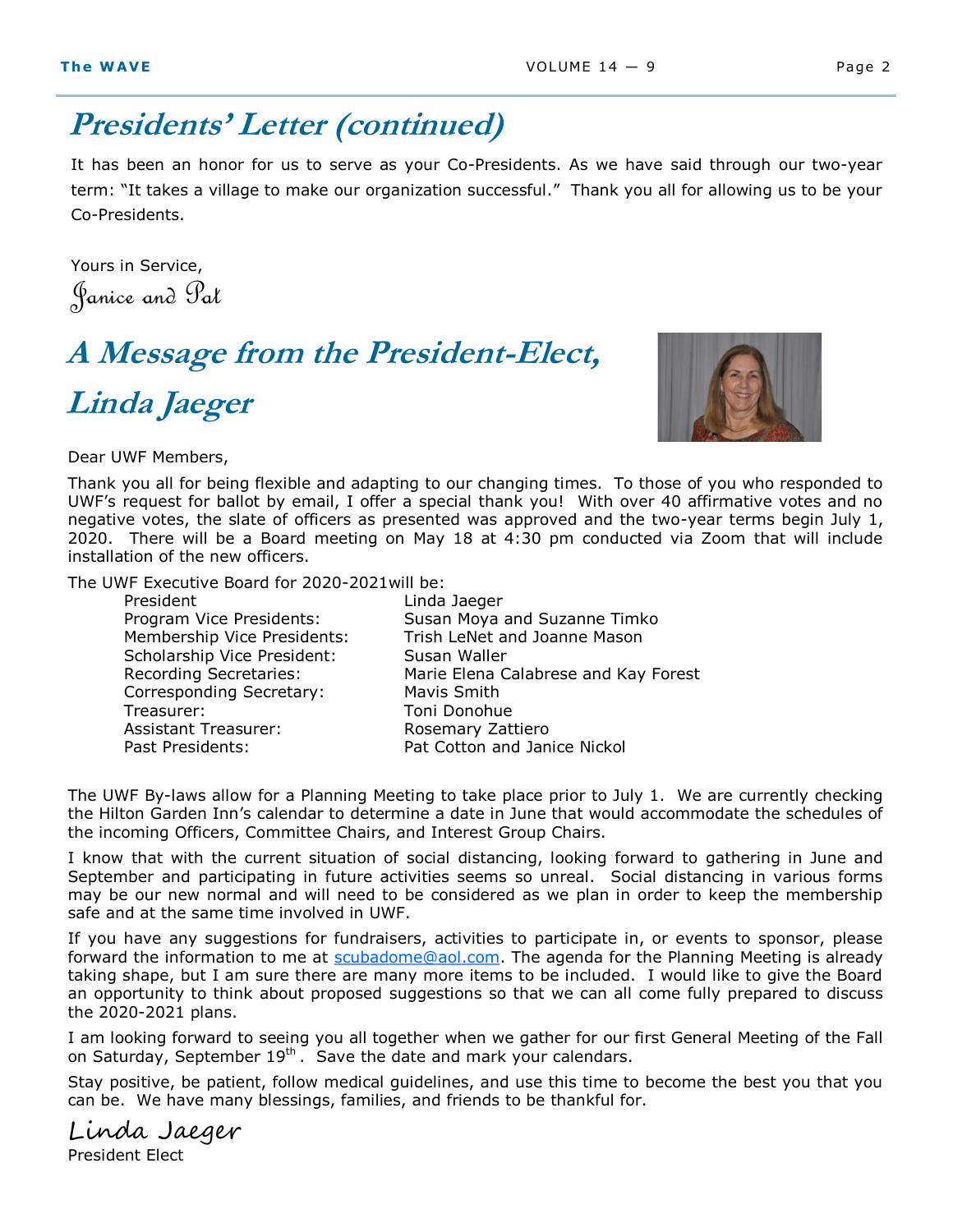## *Presidents' Letter (continued)*

It has been an honor for us to serve as your Co-Presidents. As we have said through our two-year term: "It takes a village to make our organization successful." Thank you all for allowing us to be your Co-Presidents.

Yours in Service,

Janice and Pat

## *A Message from the President-Elect, Linda Jaeger*

Dear UWF Members,

Thank you all for being flexible and adapting to our changing times. To those of you who responded to UWF's request for ballot by email, I offer a special thank you! With over 40 affirmative votes and no negative votes, the slate of officers as presented was approved and the two-year terms begin July 1, 2020. There will be a Board meeting on May 18 at 4:30 pm conducted via Zoom that will include installation of the new officers.

The UWF Executive Board for 2020-2021will be:

| | |
|---|---|
| President | Linda Jaeger |
| Program Vice Presidents: | Susan Moya and Suzanne Timko |
| Membership Vice Presidents: | Trish LeNet and Joanne Mason |
| Scholarship Vice President: | Susan Waller |
| Recording Secretaries: | Marie Elena Calabrese and Kay Forest |
| Corresponding Secretary: | Mavis Smith |
| Treasurer: | Toni Donohue |
| Assistant Treasurer: | Rosemary Zattiero |
| Past Presidents: | Pat Cotton and Janice Nickol |

The UWF By-laws allow for a Planning Meeting to take place prior to July 1. We are currently checking the Hilton Garden Inn's calendar to determine a date in June that would accommodate the schedules of the incoming Officers, Committee Chairs, and Interest Group Chairs.

I know that with the current situation of social distancing, looking forward to gathering in June and September and participating in future activities seems so unreal. Social distancing in various forms may be our new normal and will need to be considered as we plan in order to keep the membership safe and at the same time involved in UWF.

If you have any suggestions for fundraisers, activities to participate in, or events to sponsor, please forward the information to me at scubadome@aol.com. The agenda for the Planning Meeting is already taking shape, but I am sure there are many more items to be included. I would like to give the Board an opportunity to think about proposed suggestions so that we can all come fully prepared to discuss the 2020-2021 plans.

I am looking forward to seeing you all together when we gather for our first General Meeting of the Fall on Saturday, September 19th. Save the date and mark your calendars.

Stay positive, be patient, follow medical guidelines, and use this time to become the best you that you can be. We have many blessings, families, and friends to be thankful for.

Linda Jaeger

President Elect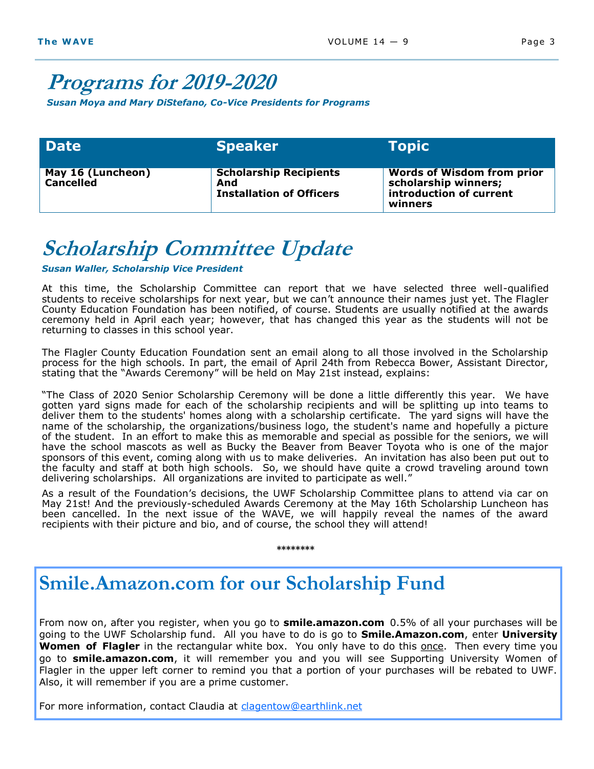# Programs for 2019-2020

***Susan Moya and Mary DiStefano, Co-Vice Presidents for Programs***

| Date | Speaker | Topic |
|---|---|---|
| **May 16 (Luncheon) Cancelled** | **Scholarship Recipients And Installation of Officers** | **Words of Wisdom from prior scholarship winners; introduction of current winners** |

# Scholarship Committee Update

***Susan Waller, Scholarship Vice President***

At this time, the Scholarship Committee can report that we have selected three well-qualified students to receive scholarships for next year, but we can't announce their names just yet. The Flagler County Education Foundation has been notified, of course. Students are usually notified at the awards ceremony held in April each year; however, that has changed this year as the students will not be returning to classes in this school year.

The Flagler County Education Foundation sent an email along to all those involved in the Scholarship process for the high schools. In part, the email of April 24th from Rebecca Bower, Assistant Director, stating that the "Awards Ceremony" will be held on May 21st instead, explains:

"The Class of 2020 Senior Scholarship Ceremony will be done a little differently this year. We have gotten yard signs made for each of the scholarship recipients and will be splitting up into teams to deliver them to the students' homes along with a scholarship certificate. The yard signs will have the name of the scholarship, the organizations/business logo, the student's name and hopefully a picture of the student. In an effort to make this as memorable and special as possible for the seniors, we will have the school mascots as well as Bucky the Beaver from Beaver Toyota who is one of the major sponsors of this event, coming along with us to make deliveries. An invitation has also been put out to the faculty and staff at both high schools. So, we should have quite a crowd traveling around town delivering scholarships. All organizations are invited to participate as well."

As a result of the Foundation's decisions, the UWF Scholarship Committee plans to attend via car on May 21st! And the previously-scheduled Awards Ceremony at the May 16th Scholarship Luncheon has been cancelled. In the next issue of the WAVE, we will happily reveal the names of the award recipients with their picture and bio, and of course, the school they will attend!

********

## Smile.Amazon.com for our Scholarship Fund

From now on, after you register, when you go to **smile.amazon.com** 0.5% of all your purchases will be going to the UWF Scholarship fund. All you have to do is go to **Smile.Amazon.com**, enter **University Women of Flagler** in the rectangular white box. You only have to do this <u>once</u>. Then every time you go to **smile.amazon.com**, it will remember you and you will see Supporting University Women of Flagler in the upper left corner to remind you that a portion of your purchases will be rebated to UWF. Also, it will remember if you are a prime customer.

For more information, contact Claudia at clagentow@earthlink.net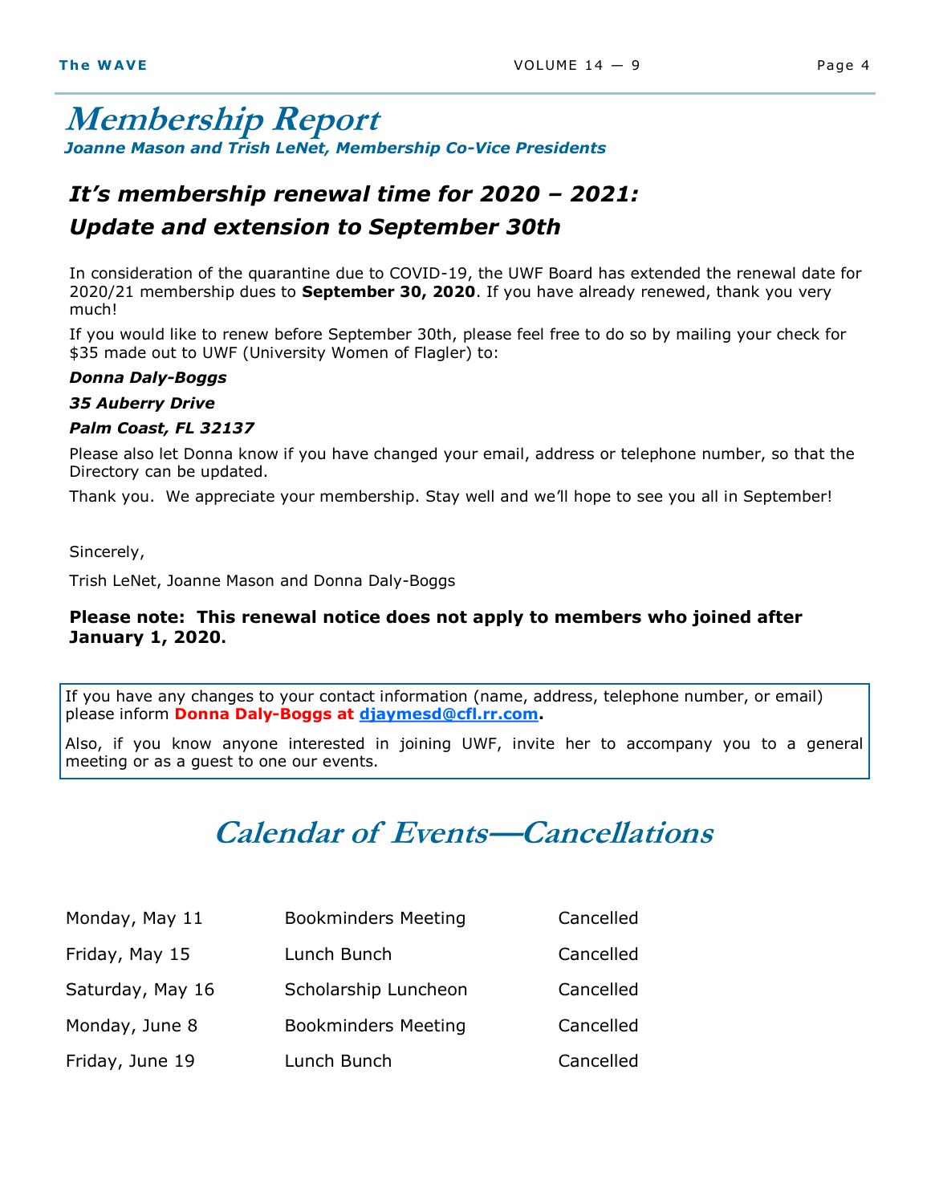# Membership Report

***Joanne Mason and Trish LeNet, Membership Co-Vice Presidents***

## *It's membership renewal time for 2020 – 2021: Update and extension to September 30th*

In consideration of the quarantine due to COVID-19, the UWF Board has extended the renewal date for 2020/21 membership dues to **September 30, 2020**. If you have already renewed, thank you very much!

If you would like to renew before September 30th, please feel free to do so by mailing your check for $35 made out to UWF (University Women of Flagler) to:

***Donna Daly-Boggs***

***35 Auberry Drive***

***Palm Coast, FL 32137***

Please also let Donna know if you have changed your email, address or telephone number, so that the Directory can be updated.

Thank you. We appreciate your membership. Stay well and we'll hope to see you all in September!

Sincerely,

Trish LeNet, Joanne Mason and Donna Daly-Boggs

**Please note: This renewal notice does not apply to members who joined after January 1, 2020.**

If you have any changes to your contact information (name, address, telephone number, or email) please inform **Donna Daly-Boggs at djaymesd@cfl.rr.com.**

Also, if you know anyone interested in joining UWF, invite her to accompany you to a general meeting or as a guest to one our events.

# Calendar of Events—Cancellations

| | | |
|---|---|---|
| Monday, May 11 | Bookminders Meeting | Cancelled |
| Friday, May 15 | Lunch Bunch | Cancelled |
| Saturday, May 16 | Scholarship Luncheon | Cancelled |
| Monday, June 8 | Bookminders Meeting | Cancelled |
| Friday, June 19 | Lunch Bunch | Cancelled |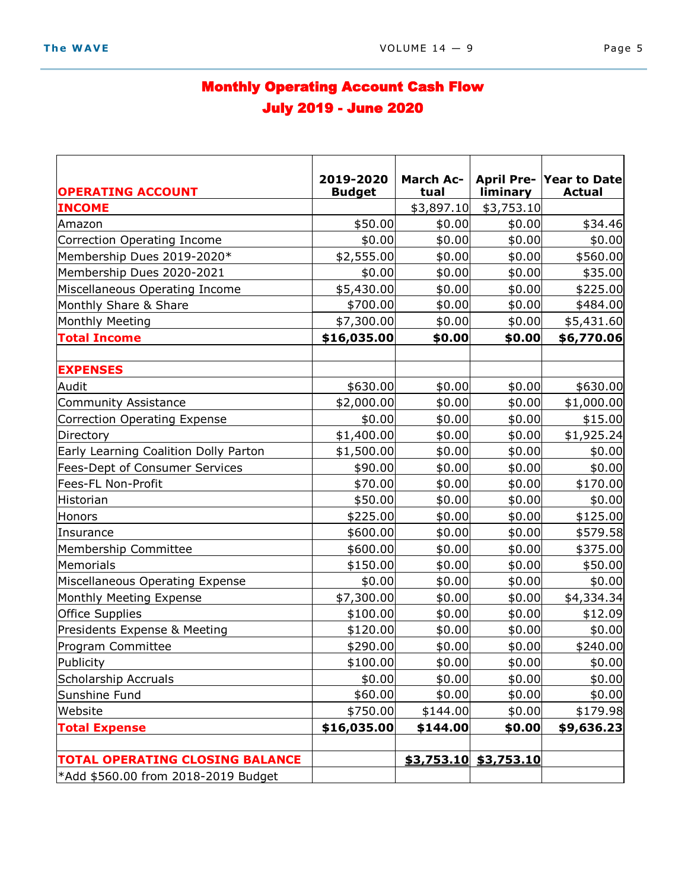## Monthly Operating Account Cash Flow

## July 2019 - June 2020

| OPERATING ACCOUNT | 2019-2020 Budget | March Actual | April Preliminary | Year to Date Actual |
|---|---|---|---|---|
| **INCOME** | | $3,897.10 | $3,753.10 | |
| Amazon | $50.00 | $0.00 | $0.00 | $34.46 |
| Correction Operating Income | $0.00 | $0.00 | $0.00 | $0.00 |
| Membership Dues 2019-2020* | $2,555.00 | $0.00 | $0.00 | $560.00 |
| Membership Dues 2020-2021 | $0.00 | $0.00 | $0.00 | $35.00 |
| Miscellaneous Operating Income | $5,430.00 | $0.00 | $0.00 | $225.00 |
| Monthly Share & Share | $700.00 | $0.00 | $0.00 | $484.00 |
| Monthly Meeting | $7,300.00 | $0.00 | $0.00 | $5,431.60 |
| **Total Income** | **$16,035.00** | **$0.00** | **$0.00** | **$6,770.06** |
| | | | | |
| **EXPENSES** | | | | |
| Audit | $630.00 | $0.00 | $0.00 | $630.00 |
| Community Assistance | $2,000.00 | $0.00 | $0.00 | $1,000.00 |
| Correction Operating Expense | $0.00 | $0.00 | $0.00 | $15.00 |
| Directory | $1,400.00 | $0.00 | $0.00 | $1,925.24 |
| Early Learning Coalition Dolly Parton | $1,500.00 | $0.00 | $0.00 | $0.00 |
| Fees-Dept of Consumer Services | $90.00 | $0.00 | $0.00 | $0.00 |
| Fees-FL Non-Profit | $70.00 | $0.00 | $0.00 | $170.00 |
| Historian | $50.00 | $0.00 | $0.00 | $0.00 |
| Honors | $225.00 | $0.00 | $0.00 | $125.00 |
| Insurance | $600.00 | $0.00 | $0.00 | $579.58 |
| Membership Committee | $600.00 | $0.00 | $0.00 | $375.00 |
| Memorials | $150.00 | $0.00 | $0.00 | $50.00 |
| Miscellaneous Operating Expense | $0.00 | $0.00 | $0.00 | $0.00 |
| Monthly Meeting Expense | $7,300.00 | $0.00 | $0.00 | $4,334.34 |
| Office Supplies | $100.00 | $0.00 | $0.00 | $12.09 |
| Presidents Expense & Meeting | $120.00 | $0.00 | $0.00 | $0.00 |
| Program Committee | $290.00 | $0.00 | $0.00 | $240.00 |
| Publicity | $100.00 | $0.00 | $0.00 | $0.00 |
| Scholarship Accruals | $0.00 | $0.00 | $0.00 | $0.00 |
| Sunshine Fund | $60.00 | $0.00 | $0.00 | $0.00 |
| Website | $750.00 | $144.00 | $0.00 | $179.98 |
| **Total Expense** | **$16,035.00** | **$144.00** | **$0.00** | **$9,636.23** |
| | | | | |
| **TOTAL OPERATING CLOSING BALANCE** | | **$3,753.10** | **$3,753.10** | |
| *Add $560.00 from 2018-2019 Budget | | | | |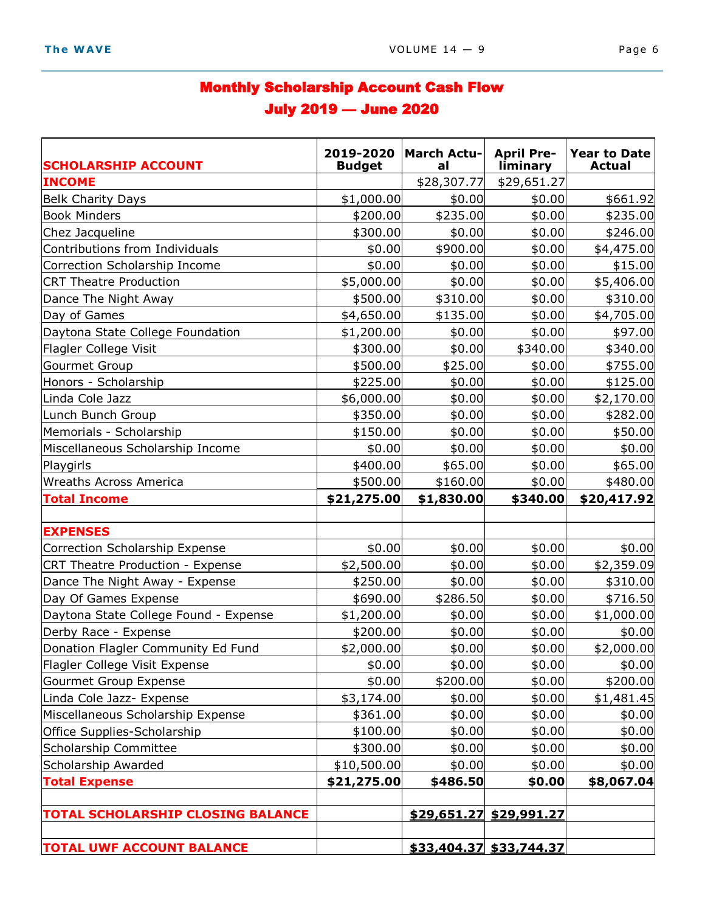## Monthly Scholarship Account Cash Flow

## July 2019 — June 2020

| SCHOLARSHIP ACCOUNT | 2019-2020 Budget | March Actual | April Preliminary | Year to Date Actual |
|---|---|---|---|---|
| **INCOME** | | $28,307.77 | $29,651.27 | |
| Belk Charity Days | $1,000.00 | $0.00 | $0.00 | $661.92 |
| Book Minders | $200.00 | $235.00 | $0.00 | $235.00 |
| Chez Jacqueline | $300.00 | $0.00 | $0.00 | $246.00 |
| Contributions from Individuals | $0.00 | $900.00 | $0.00 | $4,475.00 |
| Correction Scholarship Income | $0.00 | $0.00 | $0.00 | $15.00 |
| CRT Theatre Production | $5,000.00 | $0.00 | $0.00 | $5,406.00 |
| Dance The Night Away | $500.00 | $310.00 | $0.00 | $310.00 |
| Day of Games | $4,650.00 | $135.00 | $0.00 | $4,705.00 |
| Daytona State College Foundation | $1,200.00 | $0.00 | $0.00 | $97.00 |
| Flagler College Visit | $300.00 | $0.00 | $340.00 | $340.00 |
| Gourmet Group | $500.00 | $25.00 | $0.00 | $755.00 |
| Honors - Scholarship | $225.00 | $0.00 | $0.00 | $125.00 |
| Linda Cole Jazz | $6,000.00 | $0.00 | $0.00 | $2,170.00 |
| Lunch Bunch Group | $350.00 | $0.00 | $0.00 | $282.00 |
| Memorials - Scholarship | $150.00 | $0.00 | $0.00 | $50.00 |
| Miscellaneous Scholarship Income | $0.00 | $0.00 | $0.00 | $0.00 |
| Playgirls | $400.00 | $65.00 | $0.00 | $65.00 |
| Wreaths Across America | $500.00 | $160.00 | $0.00 | $480.00 |
| **Total Income** | **$21,275.00** | **$1,830.00** | **$340.00** | **$20,417.92** |
| | | | | |
| **EXPENSES** | | | | |
| Correction Scholarship Expense | $0.00 | $0.00 | $0.00 | $0.00 |
| CRT Theatre Production - Expense | $2,500.00 | $0.00 | $0.00 | $2,359.09 |
| Dance The Night Away - Expense | $250.00 | $0.00 | $0.00 | $310.00 |
| Day Of Games Expense | $690.00 | $286.50 | $0.00 | $716.50 |
| Daytona State College Found - Expense | $1,200.00 | $0.00 | $0.00 | $1,000.00 |
| Derby Race - Expense | $200.00 | $0.00 | $0.00 | $0.00 |
| Donation Flagler Community Ed Fund | $2,000.00 | $0.00 | $0.00 | $2,000.00 |
| Flagler College Visit Expense | $0.00 | $0.00 | $0.00 | $0.00 |
| Gourmet Group Expense | $0.00 | $200.00 | $0.00 | $200.00 |
| Linda Cole Jazz- Expense | $3,174.00 | $0.00 | $0.00 | $1,481.45 |
| Miscellaneous Scholarship Expense | $361.00 | $0.00 | $0.00 | $0.00 |
| Office Supplies-Scholarship | $100.00 | $0.00 | $0.00 | $0.00 |
| Scholarship Committee | $300.00 | $0.00 | $0.00 | $0.00 |
| Scholarship Awarded | $10,500.00 | $0.00 | $0.00 | $0.00 |
| **Total Expense** | **$21,275.00** | **$486.50** | **$0.00** | **$8,067.04** |
| | | | | |
| **TOTAL SCHOLARSHIP CLOSING BALANCE** | | **$29,651.27** | **$29,991.27** | |
| | | | | |
| **TOTAL UWF ACCOUNT BALANCE** | | **$33,404.37** | **$33,744.37** | |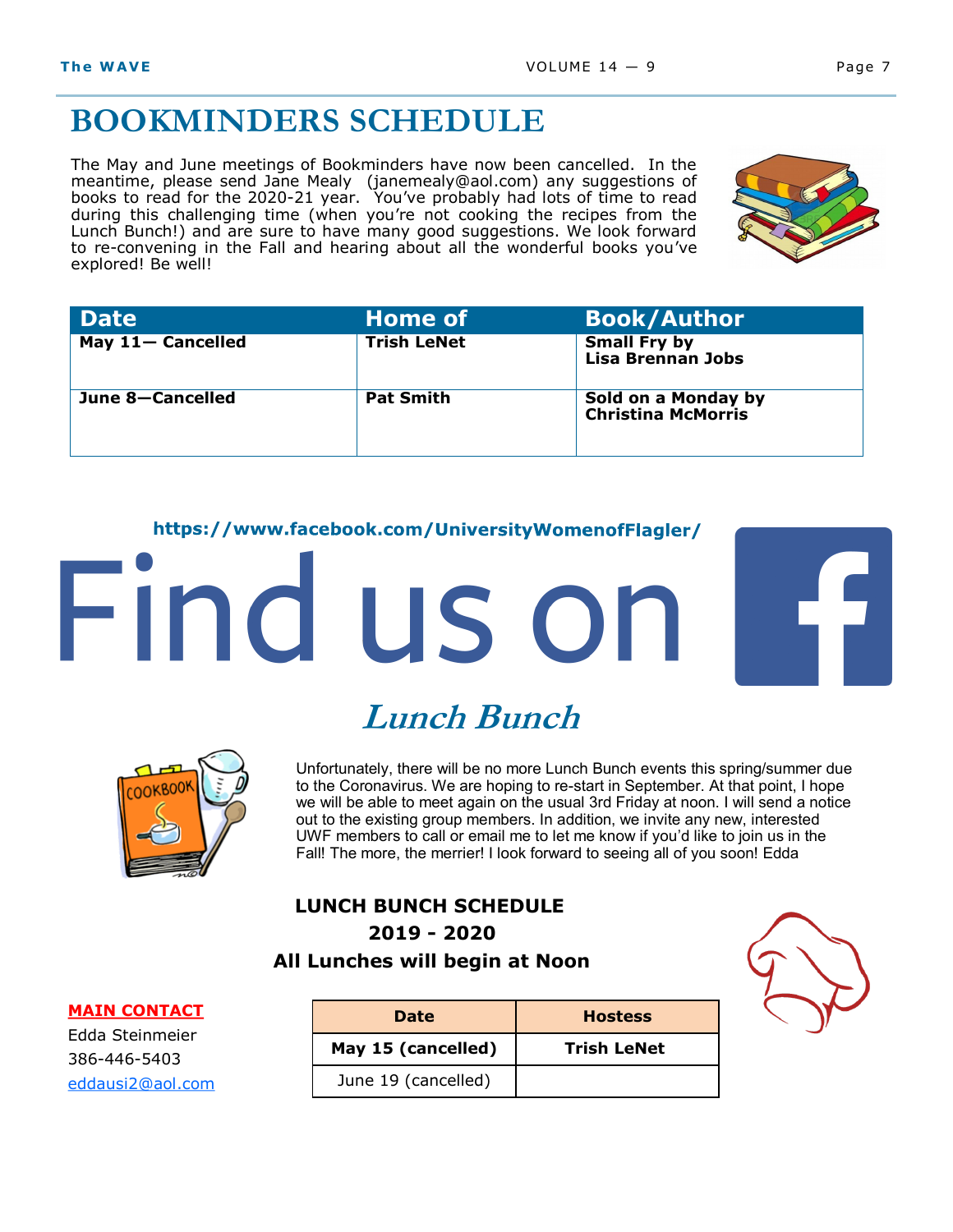# BOOKMINDERS SCHEDULE

The May and June meetings of Bookminders have now been cancelled. In the meantime, please send Jane Mealy (janemealy@aol.com) any suggestions of books to read for the 2020-21 year. You've probably had lots of time to read during this challenging time (when you're not cooking the recipes from the Lunch Bunch!) and are sure to have many good suggestions. We look forward to re-convening in the Fall and hearing about all the wonderful books you've explored! Be well!

| Date | Home of | Book/Author |
|---|---|---|
| **May 11— Cancelled** | **Trish LeNet** | **Small Fry by Lisa Brennan Jobs** |
| **June 8—Cancelled** | **Pat Smith** | **Sold on a Monday by Christina McMorris** |

**https://www.facebook.com/UniversityWomenofFlagler/**

Find us on f

## *Lunch Bunch*

Unfortunately, there will be no more Lunch Bunch events this spring/summer due to the Coronavirus. We are hoping to re-start in September. At that point, I hope we will be able to meet again on the usual 3rd Friday at noon. I will send a notice out to the existing group members. In addition, we invite any new, interested UWF members to call or email me to let me know if you'd like to join us in the Fall! The more, the merrier! I look forward to seeing all of you soon! Edda

**LUNCH BUNCH SCHEDULE**

**2019 - 2020**

**All Lunches will begin at Noon**

| Date | Hostess |
|---|---|
| **May 15 (cancelled)** | **Trish LeNet** |
| June 19 (cancelled) | |

**MAIN CONTACT**

Edda Steinmeier

386-446-5403

eddausi2@aol.com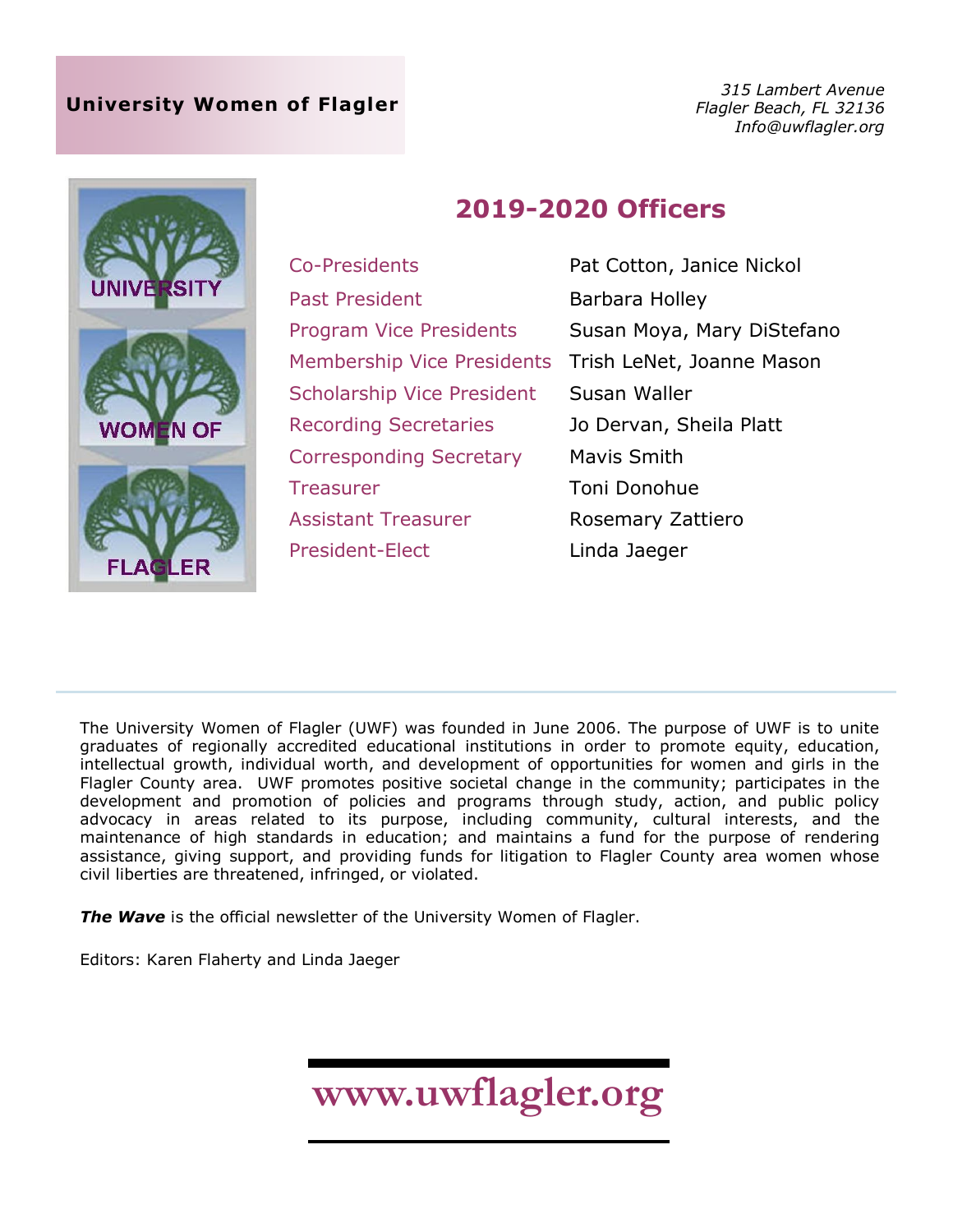**University Women of Flagler**

*315 Lambert Avenue*
*Flagler Beach, FL 32136*
*Info@uwflagler.org*

UNIVERSITY
WOMEN OF
FLAGLER

## 2019-2020 Officers

| | |
|---|---|
| Co-Presidents | Pat Cotton, Janice Nickol |
| Past President | Barbara Holley |
| Program Vice Presidents | Susan Moya, Mary DiStefano |
| Membership Vice Presidents | Trish LeNet, Joanne Mason |
| Scholarship Vice President | Susan Waller |
| Recording Secretaries | Jo Dervan, Sheila Platt |
| Corresponding Secretary | Mavis Smith |
| Treasurer | Toni Donohue |
| Assistant Treasurer | Rosemary Zattiero |
| President-Elect | Linda Jaeger |

The University Women of Flagler (UWF) was founded in June 2006. The purpose of UWF is to unite graduates of regionally accredited educational institutions in order to promote equity, education, intellectual growth, individual worth, and development of opportunities for women and girls in the Flagler County area. UWF promotes positive societal change in the community; participates in the development and promotion of policies and programs through study, action, and public policy advocacy in areas related to its purpose, including community, cultural interests, and the maintenance of high standards in education; and maintains a fund for the purpose of rendering assistance, giving support, and providing funds for litigation to Flagler County area women whose civil liberties are threatened, infringed, or violated.

***The Wave*** is the official newsletter of the University Women of Flagler.

Editors: Karen Flaherty and Linda Jaeger

**www.uwflagler.org**